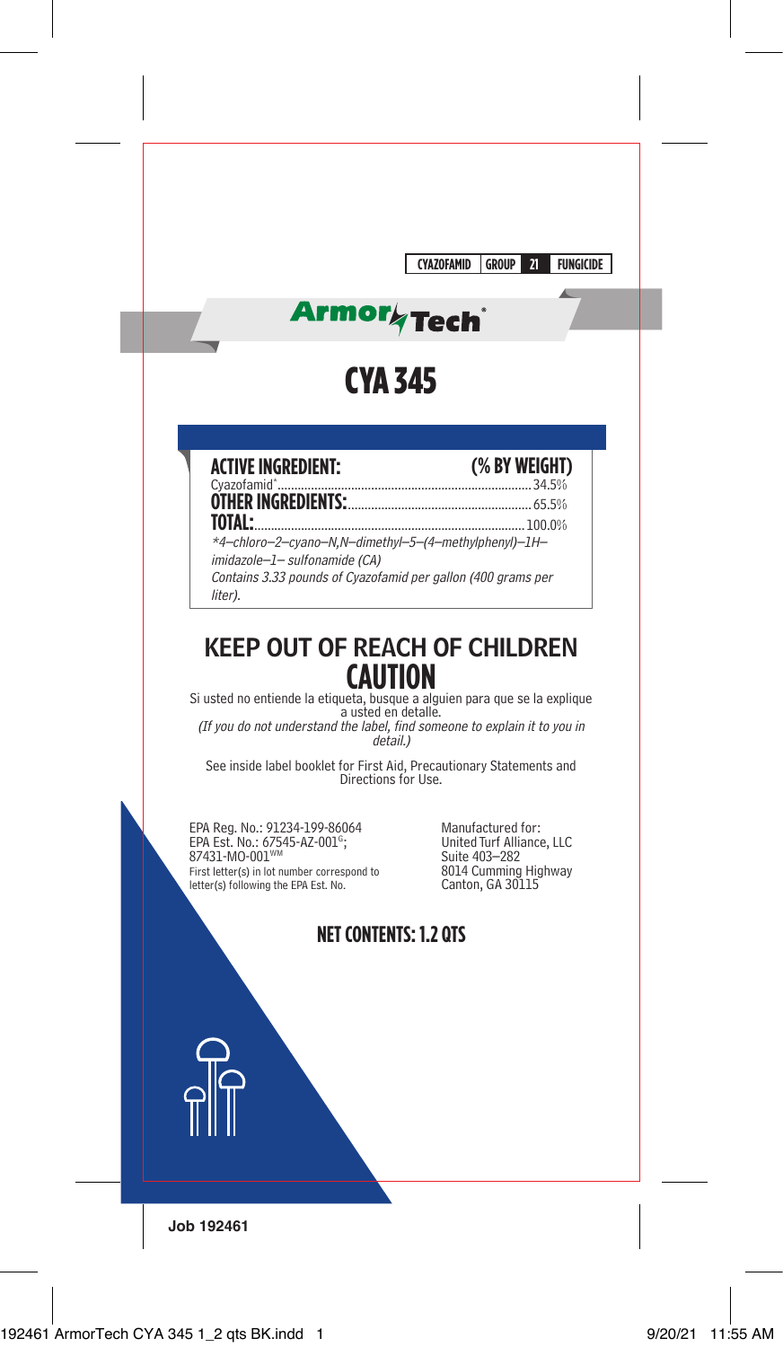CYAZOFAMID | GROUP | 21 | FUNGICIDE

ArmorTech®

# CYA 345

| ACTIVE INGREDIENT: | (% BY WEIGHT) |
|---|---|
| Cyazofamid* | 34.5% |
| **OTHER INGREDIENTS:** | 65.5% |
| **TOTAL:** | 100.0% |

*\*4–chloro–2–cyano–N,N–dimethyl–5–(4–methylphenyl)–1H–imidazole–1– sulfonamide (CA)*

*Contains 3.33 pounds of Cyazofamid per gallon (400 grams per liter).*

## KEEP OUT OF REACH OF CHILDREN

## CAUTION

Si usted no entiende la etiqueta, busque a alguien para que se la explique a usted en detalle.

*(If you do not understand the label, find someone to explain it to you in detail.)*

See inside label booklet for First Aid, Precautionary Statements and Directions for Use.

EPA Reg. No.: 91234-199-86064
EPA Est. No.: 67545-AZ-001[G]; 87431-MO-001[WM]
First letter(s) in lot number correspond to letter(s) following the EPA Est. No.

Manufactured for:
United Turf Alliance, LLC
Suite 403–282
8014 Cumming Highway
Canton, GA 30115

**NET CONTENTS: 1.2 QTS**

Job 192461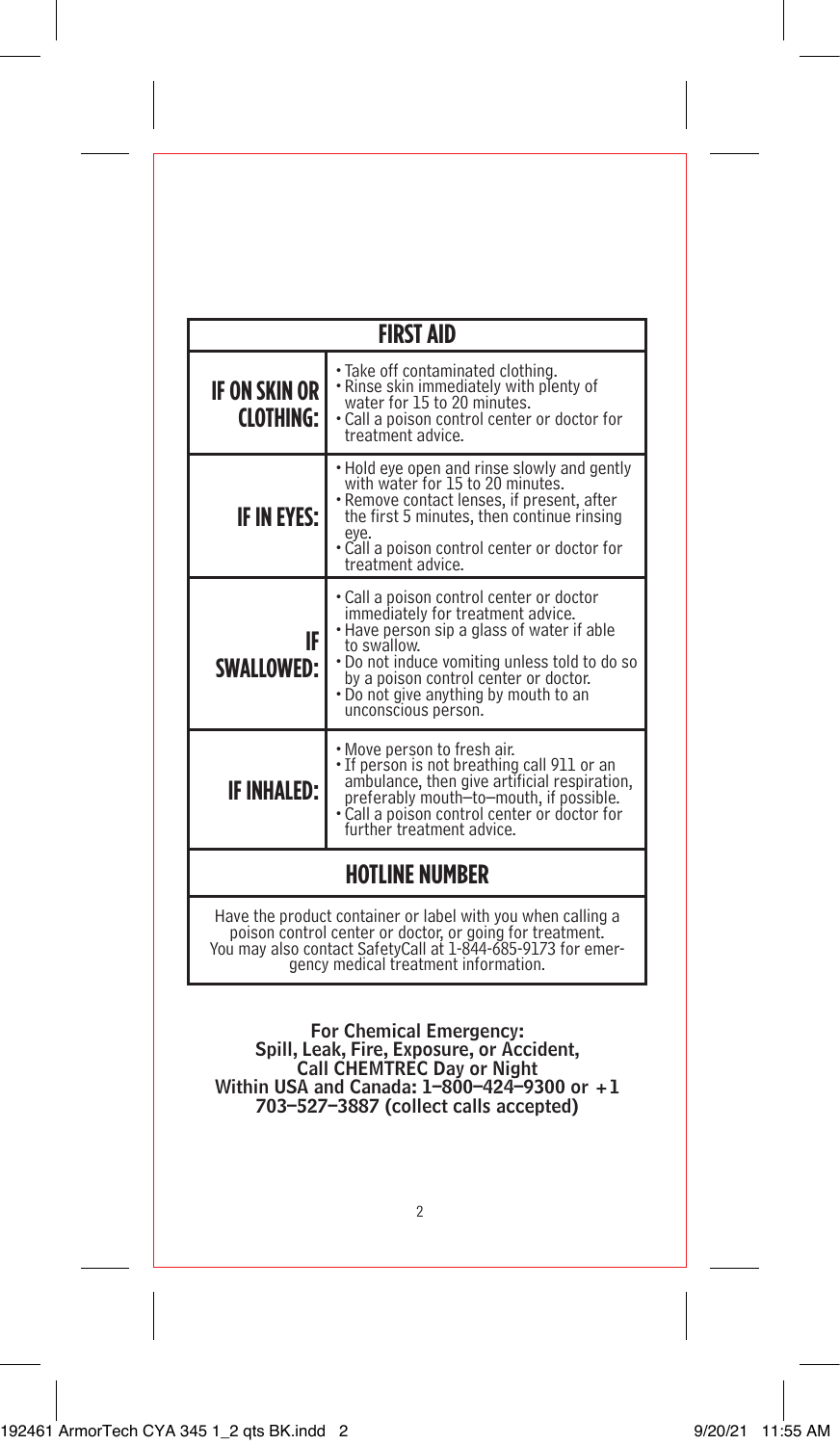| FIRST AID | |
|---|---|
| **IF ON SKIN OR CLOTHING:** | • Take off contaminated clothing.<br>• Rinse skin immediately with plenty of water for 15 to 20 minutes.<br>• Call a poison control center or doctor for treatment advice. |
| **IF IN EYES:** | • Hold eye open and rinse slowly and gently with water for 15 to 20 minutes.<br>• Remove contact lenses, if present, after the first 5 minutes, then continue rinsing eye.<br>• Call a poison control center or doctor for treatment advice. |
| **IF SWALLOWED:** | • Call a poison control center or doctor immediately for treatment advice.<br>• Have person sip a glass of water if able to swallow.<br>• Do not induce vomiting unless told to do so by a poison control center or doctor.<br>• Do not give anything by mouth to an unconscious person. |
| **IF INHALED:** | • Move person to fresh air.<br>• If person is not breathing call 911 or an ambulance, then give artificial respiration, preferably mouth–to–mouth, if possible.<br>• Call a poison control center or doctor for further treatment advice. |
| **HOTLINE NUMBER** | |
| Have the product container or label with you when calling a poison control center or doctor, or going for treatment. You may also contact SafetyCall at 1-844-685-9173 for emergency medical treatment information. | |

**For Chemical Emergency:**
**Spill, Leak, Fire, Exposure, or Accident,**
**Call CHEMTREC Day or Night**
**Within USA and Canada: 1–800–424–9300 or +1 703–527–3887 (collect calls accepted)**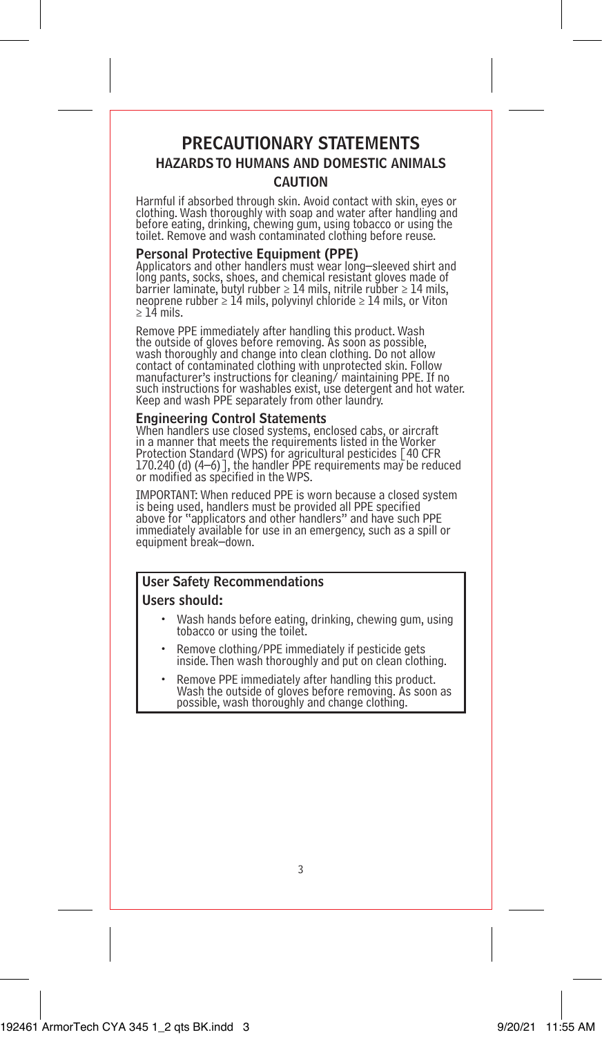# PRECAUTIONARY STATEMENTS

## HAZARDS TO HUMANS AND DOMESTIC ANIMALS

### CAUTION

Harmful if absorbed through skin. Avoid contact with skin, eyes or clothing. Wash thoroughly with soap and water after handling and before eating, drinking, chewing gum, using tobacco or using the toilet. Remove and wash contaminated clothing before reuse.

**Personal Protective Equipment (PPE)**

Applicators and other handlers must wear long–sleeved shirt and long pants, socks, shoes, and chemical resistant gloves made of barrier laminate, butyl rubber ≥ 14 mils, nitrile rubber ≥ 14 mils, neoprene rubber ≥ 14 mils, polyvinyl chloride ≥ 14 mils, or Viton ≥ 14 mils.

Remove PPE immediately after handling this product. Wash the outside of gloves before removing. As soon as possible, wash thoroughly and change into clean clothing. Do not allow contact of contaminated clothing with unprotected skin. Follow manufacturer's instructions for cleaning/ maintaining PPE. If no such instructions for washables exist, use detergent and hot water. Keep and wash PPE separately from other laundry.

**Engineering Control Statements**

When handlers use closed systems, enclosed cabs, or aircraft in a manner that meets the requirements listed in the Worker Protection Standard (WPS) for agricultural pesticides [40 CFR 170.240 (d) (4–6)], the handler PPE requirements may be reduced or modified as specified in the WPS.

IMPORTANT: When reduced PPE is worn because a closed system is being used, handlers must be provided all PPE specified above for "applicators and other handlers" and have such PPE immediately available for use in an emergency, such as a spill or equipment break–down.

**User Safety Recommendations**

**Users should:**

- Wash hands before eating, drinking, chewing gum, using tobacco or using the toilet.
- Remove clothing/PPE immediately if pesticide gets inside. Then wash thoroughly and put on clean clothing.
- Remove PPE immediately after handling this product. Wash the outside of gloves before removing. As soon as possible, wash thoroughly and change clothing.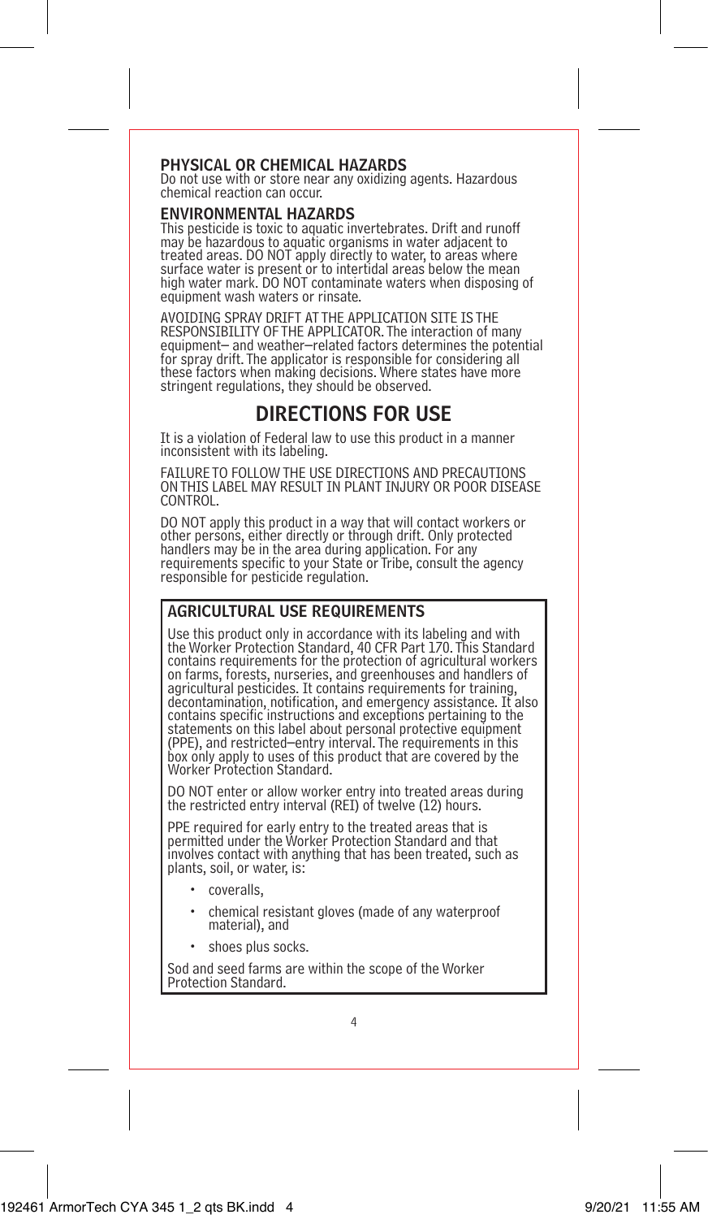### PHYSICAL OR CHEMICAL HAZARDS

Do not use with or store near any oxidizing agents. Hazardous chemical reaction can occur.

### ENVIRONMENTAL HAZARDS

This pesticide is toxic to aquatic invertebrates. Drift and runoff may be hazardous to aquatic organisms in water adjacent to treated areas. DO NOT apply directly to water, to areas where surface water is present or to intertidal areas below the mean high water mark. DO NOT contaminate waters when disposing of equipment wash waters or rinsate.

AVOIDING SPRAY DRIFT AT THE APPLICATION SITE IS THE RESPONSIBILITY OF THE APPLICATOR. The interaction of many equipment– and weather–related factors determines the potential for spray drift. The applicator is responsible for considering all these factors when making decisions. Where states have more stringent regulations, they should be observed.

## DIRECTIONS FOR USE

It is a violation of Federal law to use this product in a manner inconsistent with its labeling.

FAILURE TO FOLLOW THE USE DIRECTIONS AND PRECAUTIONS ON THIS LABEL MAY RESULT IN PLANT INJURY OR POOR DISEASE CONTROL.

DO NOT apply this product in a way that will contact workers or other persons, either directly or through drift. Only protected handlers may be in the area during application. For any requirements specific to your State or Tribe, consult the agency responsible for pesticide regulation.

### AGRICULTURAL USE REQUIREMENTS

Use this product only in accordance with its labeling and with the Worker Protection Standard, 40 CFR Part 170. This Standard contains requirements for the protection of agricultural workers on farms, forests, nurseries, and greenhouses and handlers of agricultural pesticides. It contains requirements for training, decontamination, notification, and emergency assistance. It also contains specific instructions and exceptions pertaining to the statements on this label about personal protective equipment (PPE), and restricted–entry interval. The requirements in this box only apply to uses of this product that are covered by the Worker Protection Standard.

DO NOT enter or allow worker entry into treated areas during the restricted entry interval (REI) of twelve (12) hours.

PPE required for early entry to the treated areas that is permitted under the Worker Protection Standard and that involves contact with anything that has been treated, such as plants, soil, or water, is:

- coveralls,
- chemical resistant gloves (made of any waterproof material), and
- shoes plus socks.

Sod and seed farms are within the scope of the Worker Protection Standard.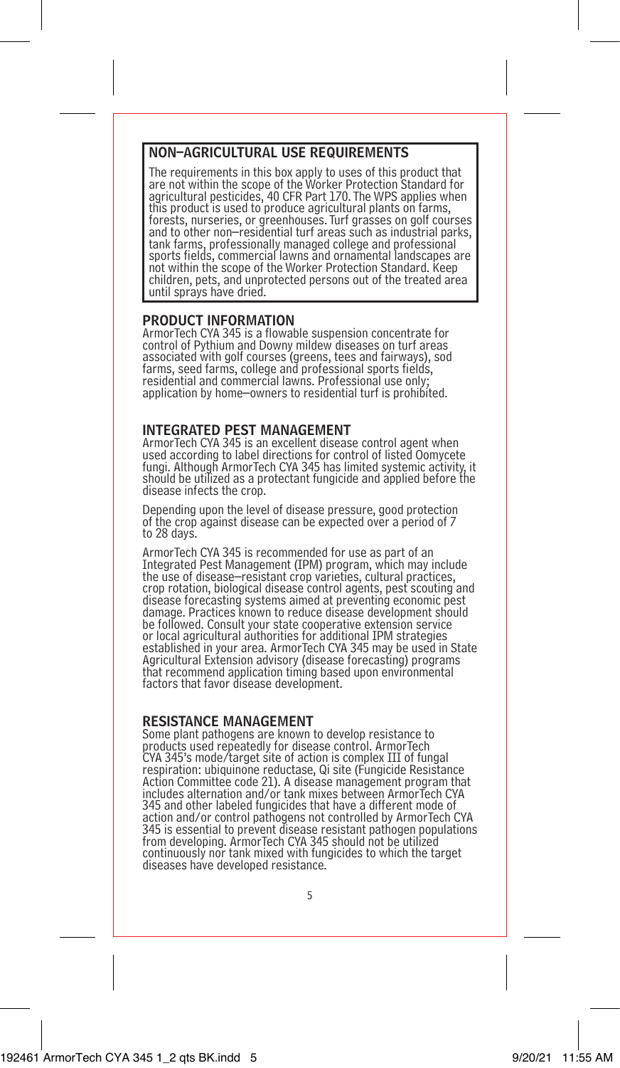## NON–AGRICULTURAL USE REQUIREMENTS

The requirements in this box apply to uses of this product that are not within the scope of the Worker Protection Standard for agricultural pesticides, 40 CFR Part 170. The WPS applies when this product is used to produce agricultural plants on farms, forests, nurseries, or greenhouses. Turf grasses on golf courses and to other non–residential turf areas such as industrial parks, tank farms, professionally managed college and professional sports fields, commercial lawns and ornamental landscapes are not within the scope of the Worker Protection Standard. Keep children, pets, and unprotected persons out of the treated area until sprays have dried.

## PRODUCT INFORMATION

ArmorTech CYA 345 is a flowable suspension concentrate for control of Pythium and Downy mildew diseases on turf areas associated with golf courses (greens, tees and fairways), sod farms, seed farms, college and professional sports fields, residential and commercial lawns. Professional use only; application by home–owners to residential turf is prohibited.

## INTEGRATED PEST MANAGEMENT

ArmorTech CYA 345 is an excellent disease control agent when used according to label directions for control of listed Oomycete fungi. Although ArmorTech CYA 345 has limited systemic activity, it should be utilized as a protectant fungicide and applied before the disease infects the crop.

Depending upon the level of disease pressure, good protection of the crop against disease can be expected over a period of 7 to 28 days.

ArmorTech CYA 345 is recommended for use as part of an Integrated Pest Management (IPM) program, which may include the use of disease–resistant crop varieties, cultural practices, crop rotation, biological disease control agents, pest scouting and disease forecasting systems aimed at preventing economic pest damage. Practices known to reduce disease development should be followed. Consult your state cooperative extension service or local agricultural authorities for additional IPM strategies established in your area. ArmorTech CYA 345 may be used in State Agricultural Extension advisory (disease forecasting) programs that recommend application timing based upon environmental factors that favor disease development.

## RESISTANCE MANAGEMENT

Some plant pathogens are known to develop resistance to products used repeatedly for disease control. ArmorTech CYA 345's mode/target site of action is complex III of fungal respiration: ubiquinone reductase, Qi site (Fungicide Resistance Action Committee code 21). A disease management program that includes alternation and/or tank mixes between ArmorTech CYA 345 and other labeled fungicides that have a different mode of action and/or control pathogens not controlled by ArmorTech CYA 345 is essential to prevent disease resistant pathogen populations from developing. ArmorTech CYA 345 should not be utilized continuously nor tank mixed with fungicides to which the target diseases have developed resistance.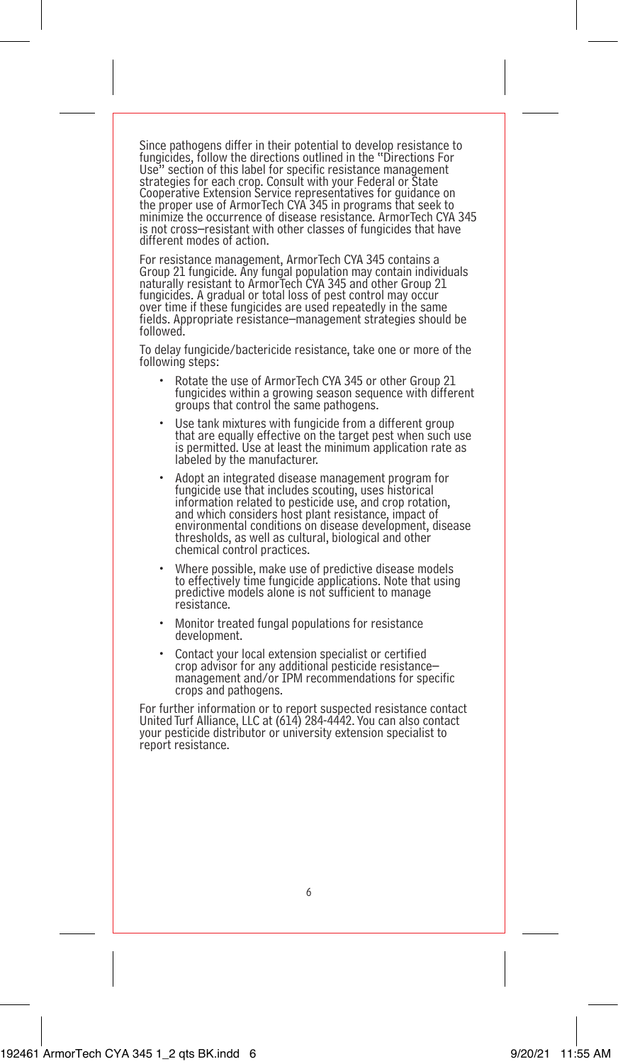Since pathogens differ in their potential to develop resistance to fungicides, follow the directions outlined in the "Directions For Use" section of this label for specific resistance management strategies for each crop. Consult with your Federal or State Cooperative Extension Service representatives for guidance on the proper use of ArmorTech CYA 345 in programs that seek to minimize the occurrence of disease resistance. ArmorTech CYA 345 is not cross–resistant with other classes of fungicides that have different modes of action.

For resistance management, ArmorTech CYA 345 contains a Group 21 fungicide. Any fungal population may contain individuals naturally resistant to ArmorTech CYA 345 and other Group 21 fungicides. A gradual or total loss of pest control may occur over time if these fungicides are used repeatedly in the same fields. Appropriate resistance–management strategies should be followed.

To delay fungicide/bactericide resistance, take one or more of the following steps:

- Rotate the use of ArmorTech CYA 345 or other Group 21 fungicides within a growing season sequence with different groups that control the same pathogens.
- Use tank mixtures with fungicide from a different group that are equally effective on the target pest when such use is permitted. Use at least the minimum application rate as labeled by the manufacturer.
- Adopt an integrated disease management program for fungicide use that includes scouting, uses historical information related to pesticide use, and crop rotation, and which considers host plant resistance, impact of environmental conditions on disease development, disease thresholds, as well as cultural, biological and other chemical control practices.
- Where possible, make use of predictive disease models to effectively time fungicide applications. Note that using predictive models alone is not sufficient to manage resistance.
- Monitor treated fungal populations for resistance development.
- Contact your local extension specialist or certified crop advisor for any additional pesticide resistance–management and/or IPM recommendations for specific crops and pathogens.

For further information or to report suspected resistance contact United Turf Alliance, LLC at (614) 284-4442. You can also contact your pesticide distributor or university extension specialist to report resistance.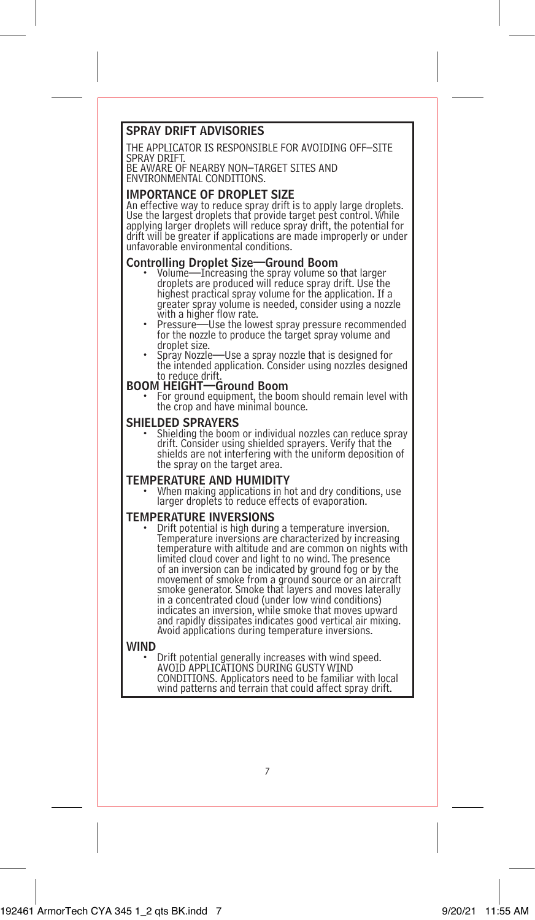## SPRAY DRIFT ADVISORIES

THE APPLICATOR IS RESPONSIBLE FOR AVOIDING OFF–SITE SPRAY DRIFT.
BE AWARE OF NEARBY NON–TARGET SITES AND ENVIRONMENTAL CONDITIONS.

### IMPORTANCE OF DROPLET SIZE

An effective way to reduce spray drift is to apply large droplets. Use the largest droplets that provide target pest control. While applying larger droplets will reduce spray drift, the potential for drift will be greater if applications are made improperly or under unfavorable environmental conditions.

### Controlling Droplet Size—Ground Boom

- Volume—Increasing the spray volume so that larger droplets are produced will reduce spray drift. Use the highest practical spray volume for the application. If a greater spray volume is needed, consider using a nozzle with a higher flow rate.
- Pressure—Use the lowest spray pressure recommended for the nozzle to produce the target spray volume and droplet size.
- Spray Nozzle—Use a spray nozzle that is designed for the intended application. Consider using nozzles designed to reduce drift.

### BOOM HEIGHT—Ground Boom

- For ground equipment, the boom should remain level with the crop and have minimal bounce.

### SHIELDED SPRAYERS

- Shielding the boom or individual nozzles can reduce spray drift. Consider using shielded sprayers. Verify that the shields are not interfering with the uniform deposition of the spray on the target area.

### TEMPERATURE AND HUMIDITY

- When making applications in hot and dry conditions, use larger droplets to reduce effects of evaporation.

### TEMPERATURE INVERSIONS

- Drift potential is high during a temperature inversion. Temperature inversions are characterized by increasing temperature with altitude and are common on nights with limited cloud cover and light to no wind. The presence of an inversion can be indicated by ground fog or by the movement of smoke from a ground source or an aircraft smoke generator. Smoke that layers and moves laterally in a concentrated cloud (under low wind conditions) indicates an inversion, while smoke that moves upward and rapidly dissipates indicates good vertical air mixing. Avoid applications during temperature inversions.

### WIND

- Drift potential generally increases with wind speed. AVOID APPLICATIONS DURING GUSTY WIND CONDITIONS. Applicators need to be familiar with local wind patterns and terrain that could affect spray drift.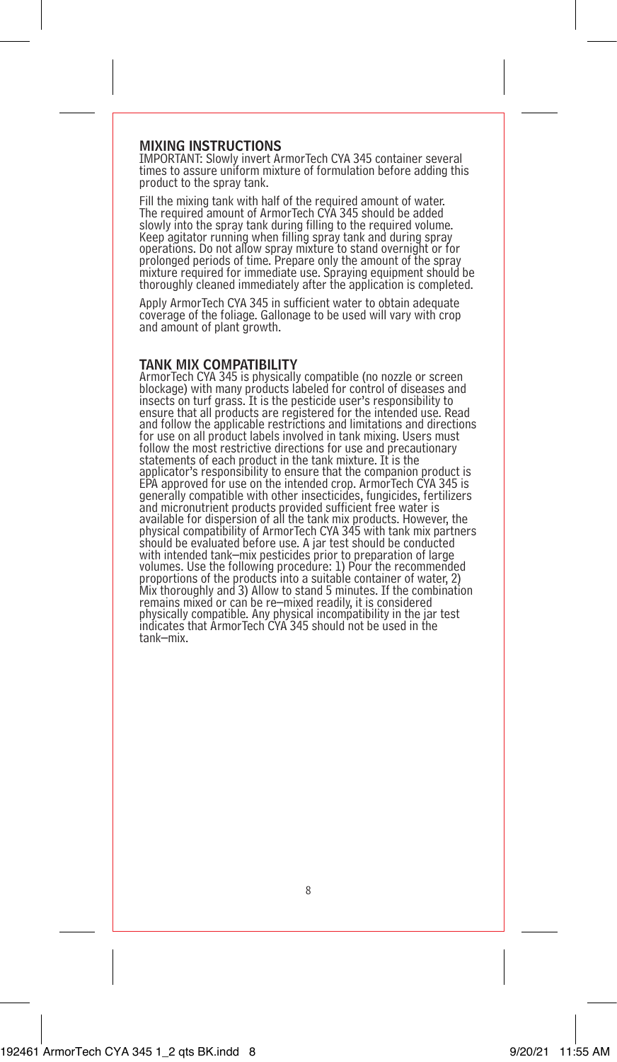## MIXING INSTRUCTIONS

IMPORTANT: Slowly invert ArmorTech CYA 345 container several times to assure uniform mixture of formulation before adding this product to the spray tank.

Fill the mixing tank with half of the required amount of water. The required amount of ArmorTech CYA 345 should be added slowly into the spray tank during filling to the required volume. Keep agitator running when filling spray tank and during spray operations. Do not allow spray mixture to stand overnight or for prolonged periods of time. Prepare only the amount of the spray mixture required for immediate use. Spraying equipment should be thoroughly cleaned immediately after the application is completed.

Apply ArmorTech CYA 345 in sufficient water to obtain adequate coverage of the foliage. Gallonage to be used will vary with crop and amount of plant growth.

## TANK MIX COMPATIBILITY

ArmorTech CYA 345 is physically compatible (no nozzle or screen blockage) with many products labeled for control of diseases and insects on turf grass. It is the pesticide user's responsibility to ensure that all products are registered for the intended use. Read and follow the applicable restrictions and limitations and directions for use on all product labels involved in tank mixing. Users must follow the most restrictive directions for use and precautionary statements of each product in the tank mixture. It is the applicator's responsibility to ensure that the companion product is EPA approved for use on the intended crop. ArmorTech CYA 345 is generally compatible with other insecticides, fungicides, fertilizers and micronutrient products provided sufficient free water is available for dispersion of all the tank mix products. However, the physical compatibility of ArmorTech CYA 345 with tank mix partners should be evaluated before use. A jar test should be conducted with intended tank–mix pesticides prior to preparation of large volumes. Use the following procedure: 1) Pour the recommended proportions of the products into a suitable container of water, 2) Mix thoroughly and 3) Allow to stand 5 minutes. If the combination remains mixed or can be re–mixed readily, it is considered physically compatible. Any physical incompatibility in the jar test indicates that ArmorTech CYA 345 should not be used in the tank–mix.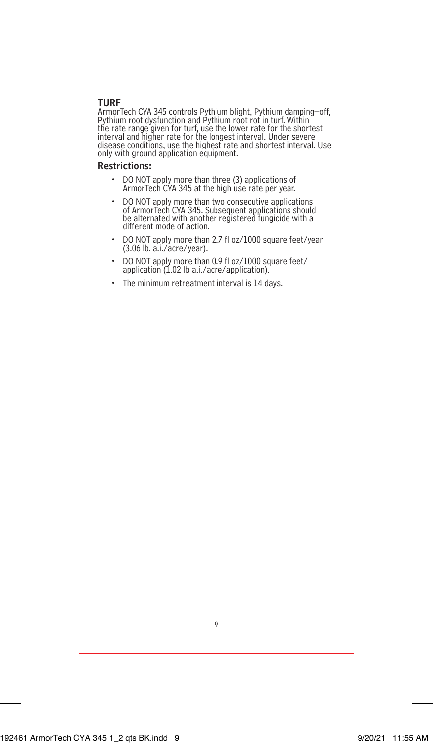## TURF

ArmorTech CYA 345 controls Pythium blight, Pythium damping–off, Pythium root dysfunction and Pythium root rot in turf. Within the rate range given for turf, use the lower rate for the shortest interval and higher rate for the longest interval. Under severe disease conditions, use the highest rate and shortest interval. Use only with ground application equipment.

### Restrictions:

- DO NOT apply more than three (3) applications of ArmorTech CYA 345 at the high use rate per year.
- DO NOT apply more than two consecutive applications of ArmorTech CYA 345. Subsequent applications should be alternated with another registered fungicide with a different mode of action.
- DO NOT apply more than 2.7 fl oz/1000 square feet/year (3.06 lb. a.i./acre/year).
- DO NOT apply more than 0.9 fl oz/1000 square feet/ application (1.02 lb a.i./acre/application).
- The minimum retreatment interval is 14 days.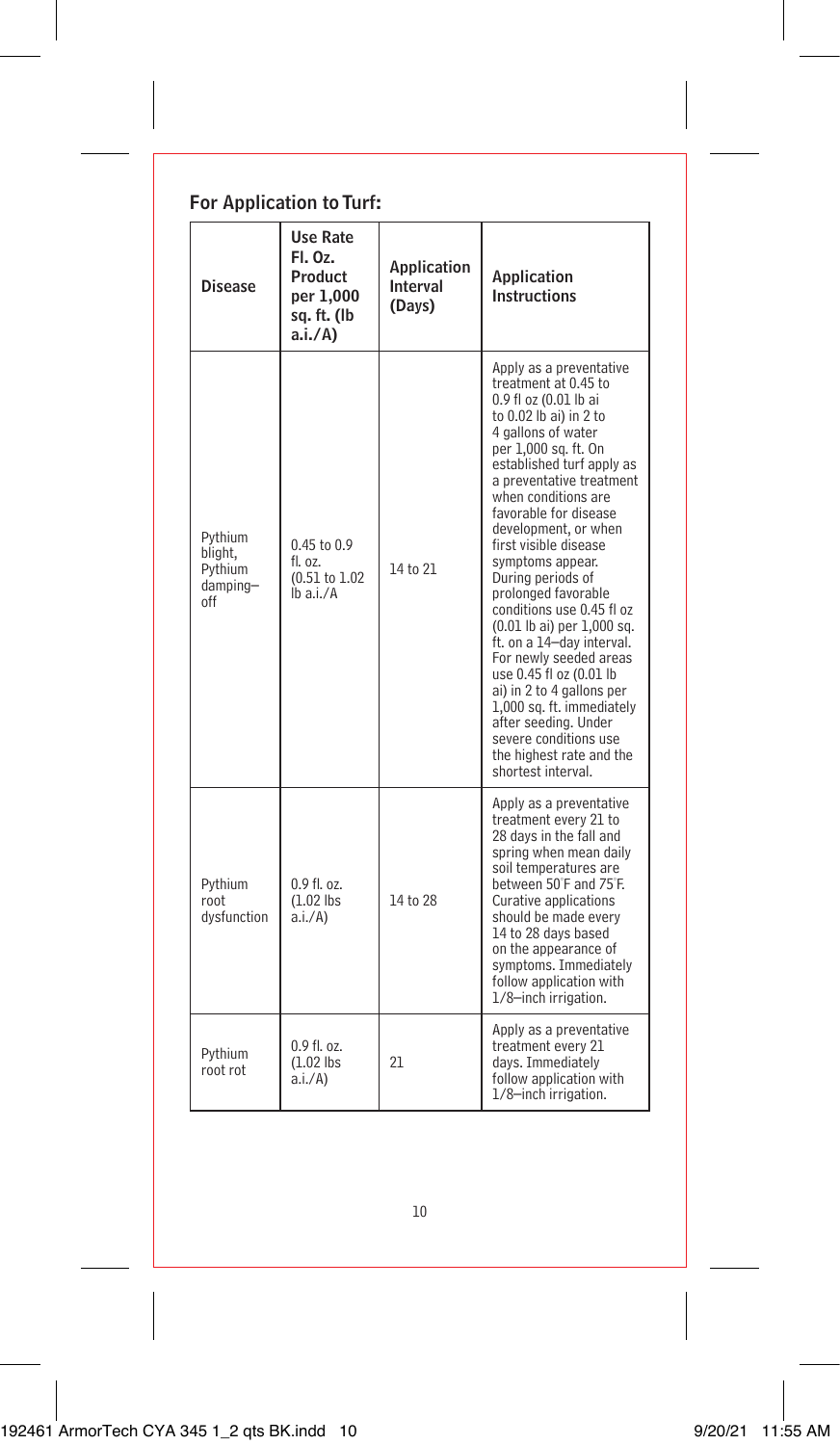## For Application to Turf:

| Disease | Use Rate Fl. Oz. Product per 1,000 sq. ft. (lb a.i./A) | Application Interval (Days) | Application Instructions |
|---|---|---|---|
| Pythium blight, Pythium damping–off | 0.45 to 0.9 fl. oz. (0.51 to 1.02 lb a.i./A | 14 to 21 | Apply as a preventative treatment at 0.45 to 0.9 fl oz (0.01 lb ai to 0.02 lb ai) in 2 to 4 gallons of water per 1,000 sq. ft. On established turf apply as a preventative treatment when conditions are favorable for disease development, or when first visible disease symptoms appear. During periods of prolonged favorable conditions use 0.45 fl oz (0.01 lb ai) per 1,000 sq. ft. on a 14–day interval. For newly seeded areas use 0.45 fl oz (0.01 lb ai) in 2 to 4 gallons per 1,000 sq. ft. immediately after seeding. Under severe conditions use the highest rate and the shortest interval. |
| Pythium root dysfunction | 0.9 fl. oz. (1.02 lbs a.i./A) | 14 to 28 | Apply as a preventative treatment every 21 to 28 days in the fall and spring when mean daily soil temperatures are between 50°F and 75°F. Curative applications should be made every 14 to 28 days based on the appearance of symptoms. Immediately follow application with 1/8–inch irrigation. |
| Pythium root rot | 0.9 fl. oz. (1.02 lbs a.i./A) | 21 | Apply as a preventative treatment every 21 days. Immediately follow application with 1/8–inch irrigation. |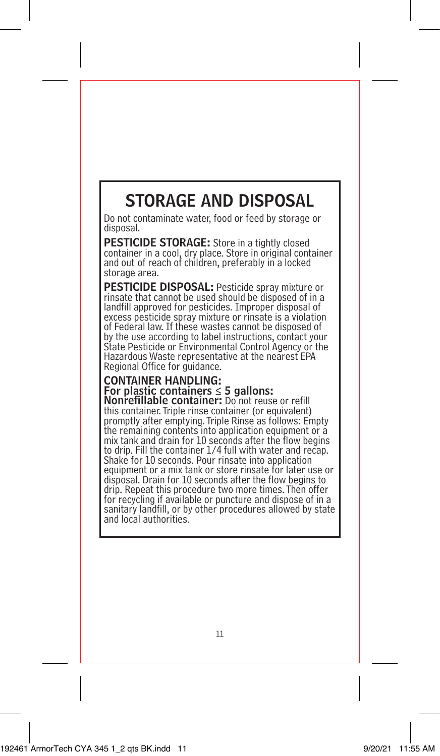# STORAGE AND DISPOSAL

Do not contaminate water, food or feed by storage or disposal.

**PESTICIDE STORAGE:** Store in a tightly closed container in a cool, dry place. Store in original container and out of reach of children, preferably in a locked storage area.

**PESTICIDE DISPOSAL:** Pesticide spray mixture or rinsate that cannot be used should be disposed of in a landfill approved for pesticides. Improper disposal of excess pesticide spray mixture or rinsate is a violation of Federal law. If these wastes cannot be disposed of by the use according to label instructions, contact your State Pesticide or Environmental Control Agency or the Hazardous Waste representative at the nearest EPA Regional Office for guidance.

**CONTAINER HANDLING:**
**For plastic containers ≤ 5 gallons:**
**Nonrefillable container:** Do not reuse or refill this container. Triple rinse container (or equivalent) promptly after emptying. Triple Rinse as follows: Empty the remaining contents into application equipment or a mix tank and drain for 10 seconds after the flow begins to drip. Fill the container 1/4 full with water and recap. Shake for 10 seconds. Pour rinsate into application equipment or a mix tank or store rinsate for later use or disposal. Drain for 10 seconds after the flow begins to drip. Repeat this procedure two more times. Then offer for recycling if available or puncture and dispose of in a sanitary landfill, or by other procedures allowed by state and local authorities.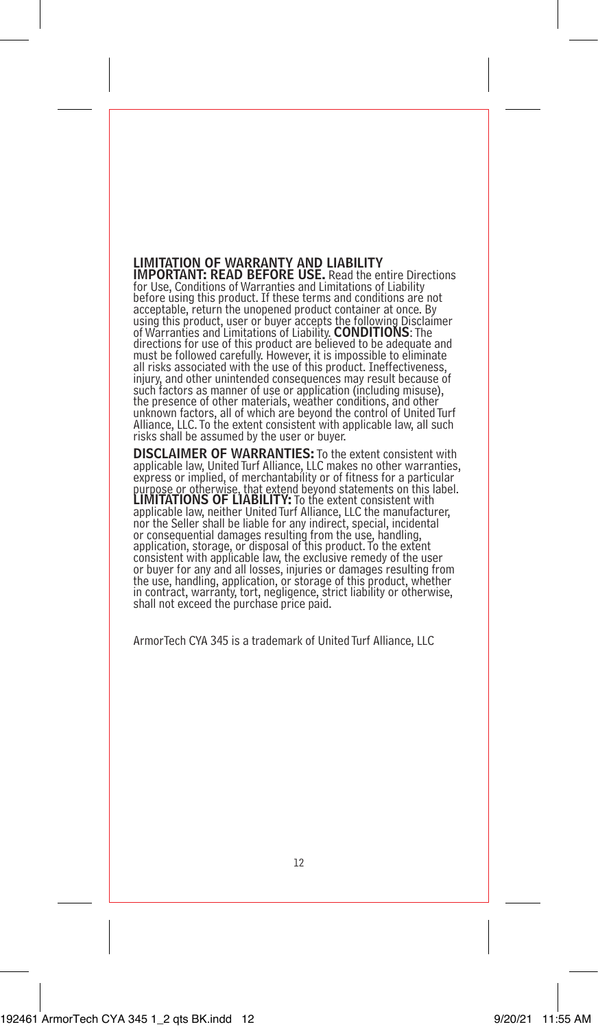## LIMITATION OF WARRANTY AND LIABILITY

**IMPORTANT: READ BEFORE USE.** Read the entire Directions for Use, Conditions of Warranties and Limitations of Liability before using this product. If these terms and conditions are not acceptable, return the unopened product container at once. By using this product, user or buyer accepts the following Disclaimer of Warranties and Limitations of Liability. **CONDITIONS**: The directions for use of this product are believed to be adequate and must be followed carefully. However, it is impossible to eliminate all risks associated with the use of this product. Ineffectiveness, injury, and other unintended consequences may result because of such factors as manner of use or application (including misuse), the presence of other materials, weather conditions, and other unknown factors, all of which are beyond the control of United Turf Alliance, LLC. To the extent consistent with applicable law, all such risks shall be assumed by the user or buyer.

**DISCLAIMER OF WARRANTIES:** To the extent consistent with applicable law, United Turf Alliance, LLC makes no other warranties, express or implied, of merchantability or of fitness for a particular purpose or otherwise, that extend beyond statements on this label. **LIMITATIONS OF LIABILITY:** To the extent consistent with applicable law, neither United Turf Alliance, LLC the manufacturer, nor the Seller shall be liable for any indirect, special, incidental or consequential damages resulting from the use, handling, application, storage, or disposal of this product. To the extent consistent with applicable law, the exclusive remedy of the user or buyer for any and all losses, injuries or damages resulting from the use, handling, application, or storage of this product, whether in contract, warranty, tort, negligence, strict liability or otherwise, shall not exceed the purchase price paid.

ArmorTech CYA 345 is a trademark of United Turf Alliance, LLC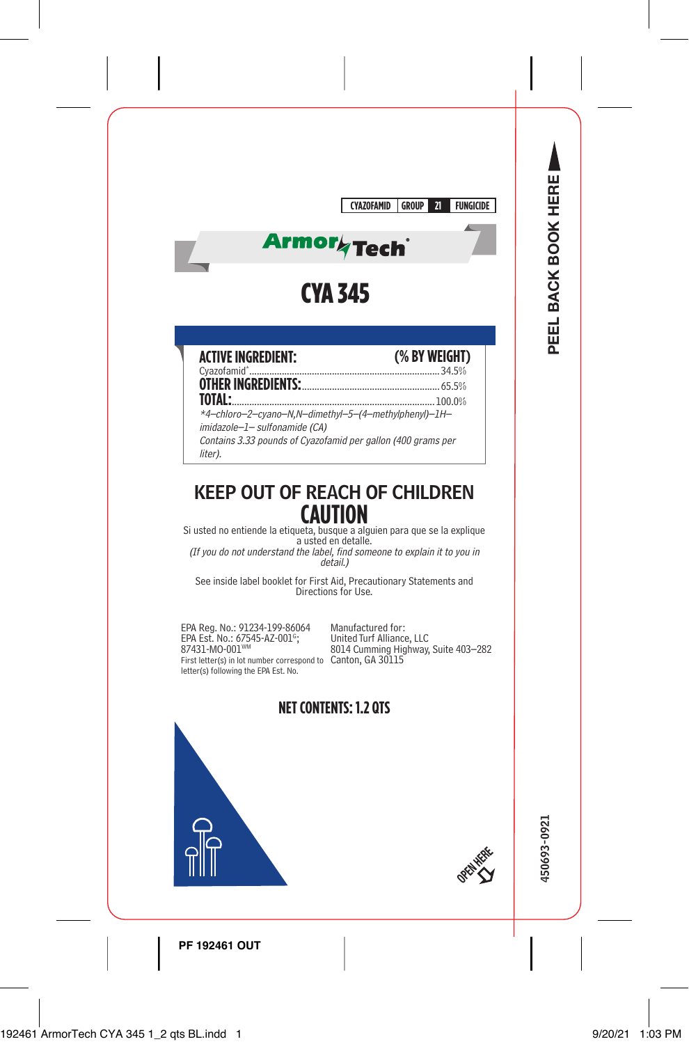CYAZOFAMID | GROUP | 21 | FUNGICIDE

ArmorTech®

# CYA 345

| ACTIVE INGREDIENT: | (% BY WEIGHT) |
|---|---|
| Cyazofamid* | 34.5% |
| **OTHER INGREDIENTS:** | 65.5% |
| **TOTAL:** | 100.0% |

*\*4–chloro–2–cyano–N,N–dimethyl–5–(4–methylphenyl)–1H–imidazole–1– sulfonamide (CA)*

*Contains 3.33 pounds of Cyazofamid per gallon (400 grams per liter).*

## KEEP OUT OF REACH OF CHILDREN

## CAUTION

Si usted no entiende la etiqueta, busque a alguien para que se la explique a usted en detalle.

*(If you do not understand the label, find someone to explain it to you in detail.)*

See inside label booklet for First Aid, Precautionary Statements and Directions for Use.

EPA Reg. No.: 91234-199-86064
EPA Est. No.: 67545-AZ-001[G]; 87431-MO-001[WM]
First letter(s) in lot number correspond to letter(s) following the EPA Est. No.

Manufactured for:
United Turf Alliance, LLC
8014 Cumming Highway, Suite 403–282
Canton, GA 30115

**NET CONTENTS: 1.2 QTS**

OPEN HERE

PEEL BACK BOOK HERE

450693-0921

PF 192461 OUT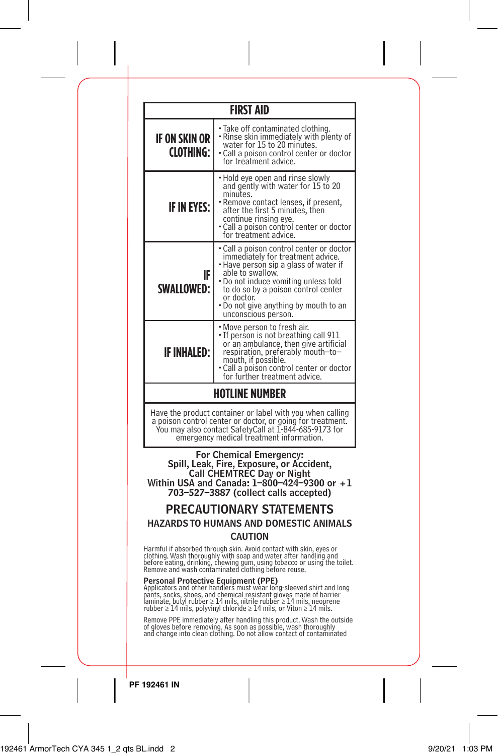| FIRST AID | |
|---|---|
| **IF ON SKIN OR CLOTHING:** | • Take off contaminated clothing.<br>• Rinse skin immediately with plenty of water for 15 to 20 minutes.<br>• Call a poison control center or doctor for treatment advice. |
| **IF IN EYES:** | • Hold eye open and rinse slowly and gently with water for 15 to 20 minutes.<br>• Remove contact lenses, if present, after the first 5 minutes, then continue rinsing eye.<br>• Call a poison control center or doctor for treatment advice. |
| **IF SWALLOWED:** | • Call a poison control center or doctor immediately for treatment advice.<br>• Have person sip a glass of water if able to swallow.<br>• Do not induce vomiting unless told to do so by a poison control center or doctor.<br>• Do not give anything by mouth to an unconscious person. |
| **IF INHALED:** | • Move person to fresh air.<br>• If person is not breathing call 911 or an ambulance, then give artificial respiration, preferably mouth–to–mouth, if possible.<br>• Call a poison control center or doctor for further treatment advice. |
| **HOTLINE NUMBER** | |
| Have the product container or label with you when calling a poison control center or doctor, or going for treatment. You may also contact SafetyCall at 1-844-685-9173 for emergency medical treatment information. | |

**For Chemical Emergency:**
**Spill, Leak, Fire, Exposure, or Accident,**
**Call CHEMTREC Day or Night**
**Within USA and Canada: 1–800–424–9300 or +1 703–527–3887 (collect calls accepted)**

## PRECAUTIONARY STATEMENTS

### HAZARDS TO HUMANS AND DOMESTIC ANIMALS

### CAUTION

Harmful if absorbed through skin. Avoid contact with skin, eyes or clothing. Wash thoroughly with soap and water after handling and before eating, drinking, chewing gum, using tobacco or using the toilet. Remove and wash contaminated clothing before reuse.

**Personal Protective Equipment (PPE)**
Applicators and other handlers must wear long-sleeved shirt and long pants, socks, shoes, and chemical resistant gloves made of barrier laminate, butyl rubber ≥ 14 mils, nitrile rubber ≥ 14 mils, neoprene rubber ≥ 14 mils, polyvinyl chloride ≥ 14 mils, or Viton ≥ 14 mils.

Remove PPE immediately after handling this product. Wash the outside of gloves before removing. As soon as possible, wash thoroughly and change into clean clothing. Do not allow contact of contaminated

PF 192461 IN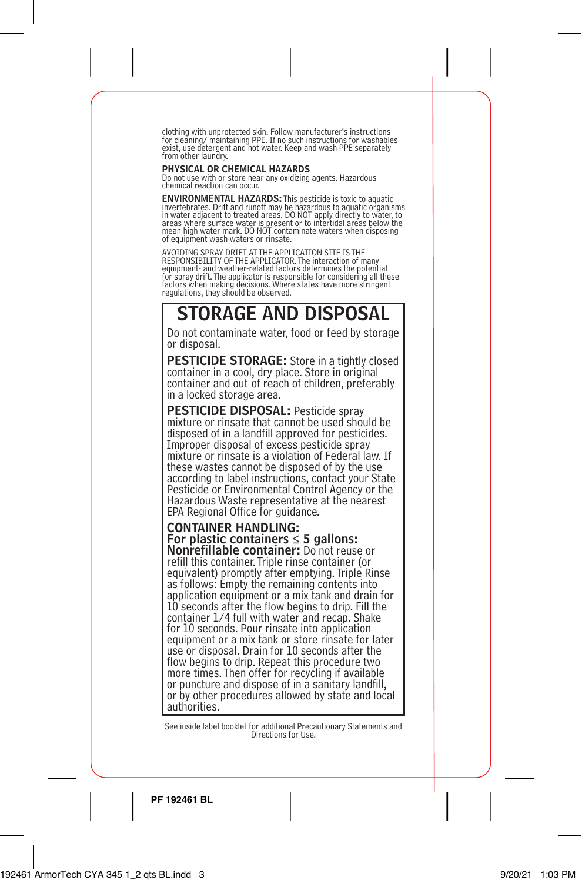clothing with unprotected skin. Follow manufacturer's instructions for cleaning/ maintaining PPE. If no such instructions for washables exist, use detergent and hot water. Keep and wash PPE separately from other laundry.

**PHYSICAL OR CHEMICAL HAZARDS**
Do not use with or store near any oxidizing agents. Hazardous chemical reaction can occur.

**ENVIRONMENTAL HAZARDS:** This pesticide is toxic to aquatic invertebrates. Drift and runoff may be hazardous to aquatic organisms in water adjacent to treated areas. DO NOT apply directly to water, to areas where surface water is present or to intertidal areas below the mean high water mark. DO NOT contaminate waters when disposing of equipment wash waters or rinsate.

AVOIDING SPRAY DRIFT AT THE APPLICATION SITE IS THE RESPONSIBILITY OF THE APPLICATOR. The interaction of many equipment- and weather-related factors determines the potential for spray drift. The applicator is responsible for considering all these factors when making decisions. Where states have more stringent regulations, they should be observed.

# STORAGE AND DISPOSAL

Do not contaminate water, food or feed by storage or disposal.

**PESTICIDE STORAGE:** Store in a tightly closed container in a cool, dry place. Store in original container and out of reach of children, preferably in a locked storage area.

**PESTICIDE DISPOSAL:** Pesticide spray mixture or rinsate that cannot be used should be disposed of in a landfill approved for pesticides. Improper disposal of excess pesticide spray mixture or rinsate is a violation of Federal law. If these wastes cannot be disposed of by the use according to label instructions, contact your State Pesticide or Environmental Control Agency or the Hazardous Waste representative at the nearest EPA Regional Office for guidance.

**CONTAINER HANDLING:**
**For plastic containers ≤ 5 gallons:**
**Nonrefillable container:** Do not reuse or refill this container. Triple rinse container (or equivalent) promptly after emptying. Triple Rinse as follows: Empty the remaining contents into application equipment or a mix tank and drain for 10 seconds after the flow begins to drip. Fill the container 1/4 full with water and recap. Shake for 10 seconds. Pour rinsate into application equipment or a mix tank or store rinsate for later use or disposal. Drain for 10 seconds after the flow begins to drip. Repeat this procedure two more times. Then offer for recycling if available or puncture and dispose of in a sanitary landfill, or by other procedures allowed by state and local authorities.

See inside label booklet for additional Precautionary Statements and Directions for Use.

**PF 192461 BL**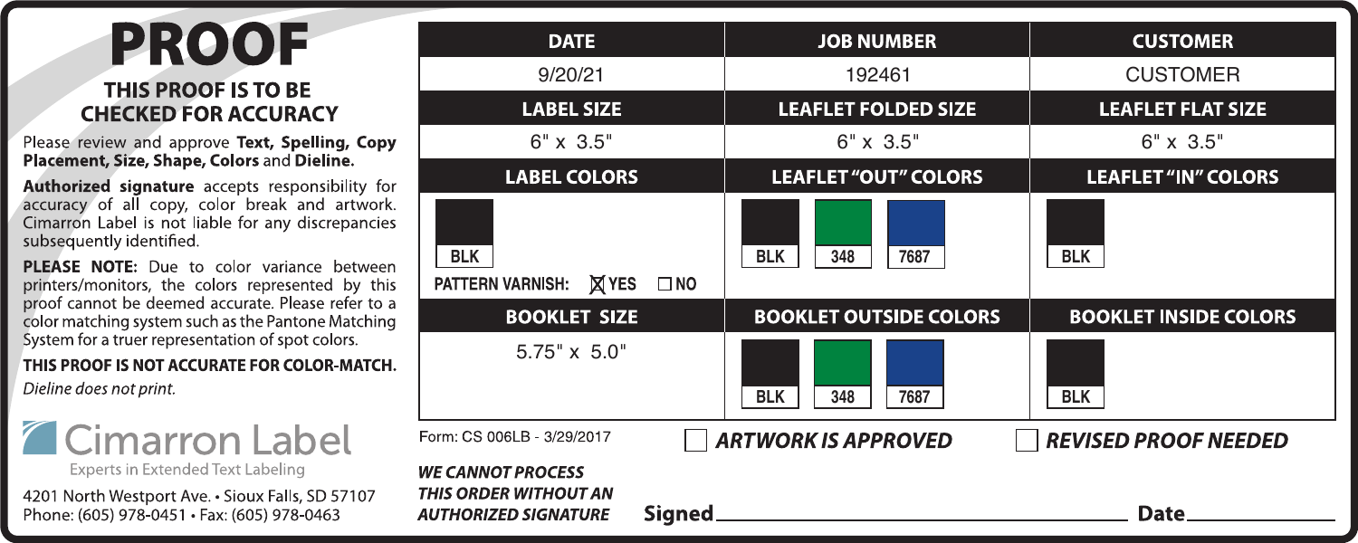# PROOF

## THIS PROOF IS TO BE CHECKED FOR ACCURACY

Please review and approve **Text, Spelling, Copy Placement, Size, Shape, Colors** and **Dieline.**

**Authorized signature** accepts responsibility for accuracy of all copy, color break and artwork. Cimarron Label is not liable for any discrepancies subsequently identified.

**PLEASE NOTE:** Due to color variance between printers/monitors, the colors represented by this proof cannot be deemed accurate. Please refer to a color matching system such as the Pantone Matching System for a truer representation of spot colors.

**THIS PROOF IS NOT ACCURATE FOR COLOR-MATCH.**

*Dieline does not print.*

Cimarron Label

Experts in Extended Text Labeling

4201 North Westport Ave. • Sioux Falls, SD 57107
Phone: (605) 978-0451 • Fax: (605) 978-0463

| DATE | JOB NUMBER | CUSTOMER |
|---|---|---|
| 9/20/21 | 192461 | CUSTOMER |
| **LABEL SIZE** | **LEAFLET FOLDED SIZE** | **LEAFLET FLAT SIZE** |
| 6" x 3.5" | 6" x 3.5" | 6" x 3.5" |
| **LABEL COLORS** | **LEAFLET "OUT" COLORS** | **LEAFLET "IN" COLORS** |
| BLK<br>PATTERN VARNISH: ☒ YES ☐ NO | BLK, 348, 7687 | BLK |
| **BOOKLET SIZE** | **BOOKLET OUTSIDE COLORS** | **BOOKLET INSIDE COLORS** |
| 5.75" x 5.0" | BLK, 348, 7687 | BLK |

Form: CS 006LB - 3/29/2017

☐ ***ARTWORK IS APPROVED***  ☐ ***REVISED PROOF NEEDED***

***WE CANNOT PROCESS THIS ORDER WITHOUT AN AUTHORIZED SIGNATURE***

**Signed**\_\_\_\_\_\_\_\_\_\_\_\_\_\_\_\_\_\_\_\_\_\_\_\_\_\_\_\_\_\_ **Date**\_\_\_\_\_\_\_\_\_\_\_\_